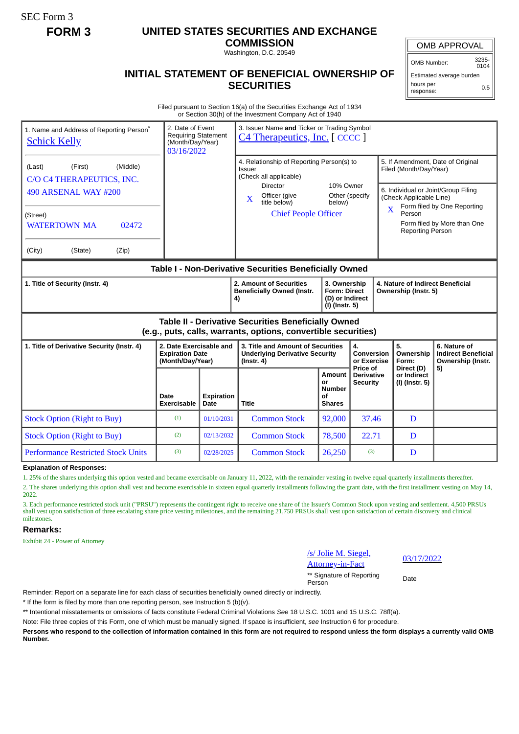SEC Form 3

**FORM 3**

# UNITED STATES SECURITIES AND EXCHANGE COMMISSION

Washington, D.C. 20549

## INITIAL STATEMENT OF BENEFICIAL OWNERSHIP OF SECURITIES

| OMB APPROVAL | |
|---|---|
| OMB Number: | 3235-0104 |
| Estimated average burden | |
| hours per response: | 0.5 |

Filed pursuant to Section 16(a) of the Securities Exchange Act of 1934 or Section 30(h) of the Investment Company Act of 1940

| 1. Name and Address of Reporting Person* | 2. Date of Event Requiring Statement (Month/Day/Year) | 3. Issuer Name **and** Ticker or Trading Symbol |
|---|---|---|
| Schick Kelly | 03/16/2022 | C4 Therapeutics, Inc. [ CCCC ] |
| (Last) (First) (Middle) C/O C4 THERAPEUTICS, INC. 490 ARSENAL WAY #200 | | 4. Relationship of Reporting Person(s) to Issuer (Check all applicable) Director; 10% Owner; X Officer (give title below); Other (specify below) — Chief People Officer |
| (Street) WATERTOWN MA 02472 | | 5. If Amendment, Date of Original Filed (Month/Day/Year) |
| (City) (State) (Zip) | | 6. Individual or Joint/Group Filing (Check Applicable Line) X Form filed by One Reporting Person; Form filed by More than One Reporting Person |

### Table I - Non-Derivative Securities Beneficially Owned

| 1. Title of Security (Instr. 4) | 2. Amount of Securities Beneficially Owned (Instr. 4) | 3. Ownership Form: Direct (D) or Indirect (I) (Instr. 5) | 4. Nature of Indirect Beneficial Ownership (Instr. 5) |
|---|---|---|---|

### Table II - Derivative Securities Beneficially Owned (e.g., puts, calls, warrants, options, convertible securities)

| 1. Title of Derivative Security (Instr. 4) | 2. Date Exercisable and Expiration Date (Month/Day/Year) | | 3. Title and Amount of Securities Underlying Derivative Security (Instr. 4) | | 4. Conversion or Exercise Price of Derivative Security | 5. Ownership Form: Direct (D) or Indirect (I) (Instr. 5) | 6. Nature of Indirect Beneficial Ownership (Instr. 5) |
|---|---|---|---|---|---|---|---|
| | Date Exercisable | Expiration Date | Title | Amount or Number of Shares | | | |
| Stock Option (Right to Buy) | (1) | 01/10/2031 | Common Stock | 92,000 | 37.46 | D | |
| Stock Option (Right to Buy) | (2) | 02/13/2032 | Common Stock | 78,500 | 22.71 | D | |
| Performance Restricted Stock Units | (3) | 02/28/2025 | Common Stock | 26,250 | (3) | D | |

**Explanation of Responses:**

1. 25% of the shares underlying this option vested and became exercisable on January 11, 2022, with the remainder vesting in twelve equal quarterly installments thereafter.

2. The shares underlying this option shall vest and become exercisable in sixteen equal quarterly installments following the grant date, with the first installment vesting on May 14, 2022.

3. Each performance restricted stock unit ("PRSU") represents the contingent right to receive one share of the Issuer's Common Stock upon vesting and settlement. 4,500 PRSUs shall vest upon satisfaction of three escalating share price vesting milestones, and the remaining 21,750 PRSUs shall vest upon satisfaction of certain discovery and clinical milestones.

**Remarks:**

Exhibit 24 - Power of Attorney

| /s/ Jolie M. Siegel, Attorney-in-Fact | 03/17/2022 |
|---|---|
| ** Signature of Reporting Person | Date |

Reminder: Report on a separate line for each class of securities beneficially owned directly or indirectly.

* If the form is filed by more than one reporting person, *see* Instruction 5 (b)(v).

** Intentional misstatements or omissions of facts constitute Federal Criminal Violations *See* 18 U.S.C. 1001 and 15 U.S.C. 78ff(a).

Note: File three copies of this Form, one of which must be manually signed. If space is insufficient, *see* Instruction 6 for procedure.

**Persons who respond to the collection of information contained in this form are not required to respond unless the form displays a currently valid OMB Number.**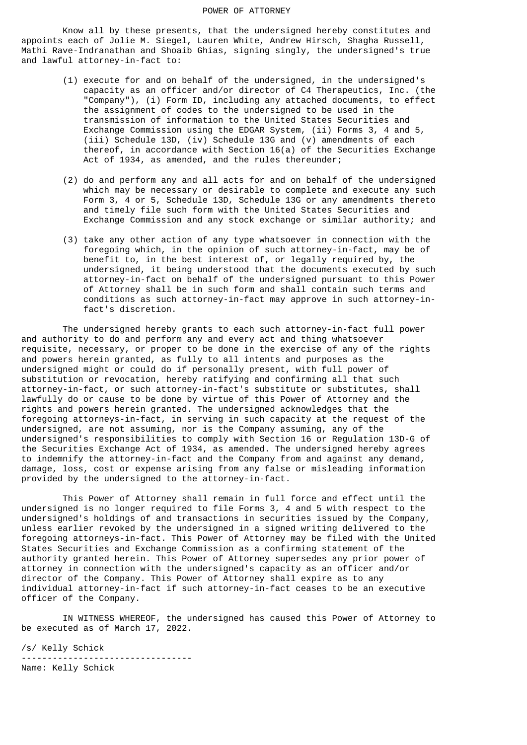# POWER OF ATTORNEY

Know all by these presents, that the undersigned hereby constitutes and appoints each of Jolie M. Siegel, Lauren White, Andrew Hirsch, Shagha Russell, Mathi Rave-Indranathan and Shoaib Ghias, signing singly, the undersigned's true and lawful attorney-in-fact to:

(1) execute for and on behalf of the undersigned, in the undersigned's capacity as an officer and/or director of C4 Therapeutics, Inc. (the "Company"), (i) Form ID, including any attached documents, to effect the assignment of codes to the undersigned to be used in the transmission of information to the United States Securities and Exchange Commission using the EDGAR System, (ii) Forms 3, 4 and 5, (iii) Schedule 13D, (iv) Schedule 13G and (v) amendments of each thereof, in accordance with Section 16(a) of the Securities Exchange Act of 1934, as amended, and the rules thereunder;

(2) do and perform any and all acts for and on behalf of the undersigned which may be necessary or desirable to complete and execute any such Form 3, 4 or 5, Schedule 13D, Schedule 13G or any amendments thereto and timely file such form with the United States Securities and Exchange Commission and any stock exchange or similar authority; and

(3) take any other action of any type whatsoever in connection with the foregoing which, in the opinion of such attorney-in-fact, may be of benefit to, in the best interest of, or legally required by, the undersigned, it being understood that the documents executed by such attorney-in-fact on behalf of the undersigned pursuant to this Power of Attorney shall be in such form and shall contain such terms and conditions as such attorney-in-fact may approve in such attorney-in-fact's discretion.

The undersigned hereby grants to each such attorney-in-fact full power and authority to do and perform any and every act and thing whatsoever requisite, necessary, or proper to be done in the exercise of any of the rights and powers herein granted, as fully to all intents and purposes as the undersigned might or could do if personally present, with full power of substitution or revocation, hereby ratifying and confirming all that such attorney-in-fact, or such attorney-in-fact's substitute or substitutes, shall lawfully do or cause to be done by virtue of this Power of Attorney and the rights and powers herein granted. The undersigned acknowledges that the foregoing attorneys-in-fact, in serving in such capacity at the request of the undersigned, are not assuming, nor is the Company assuming, any of the undersigned's responsibilities to comply with Section 16 or Regulation 13D-G of the Securities Exchange Act of 1934, as amended. The undersigned hereby agrees to indemnify the attorney-in-fact and the Company from and against any demand, damage, loss, cost or expense arising from any false or misleading information provided by the undersigned to the attorney-in-fact.

This Power of Attorney shall remain in full force and effect until the undersigned is no longer required to file Forms 3, 4 and 5 with respect to the undersigned's holdings of and transactions in securities issued by the Company, unless earlier revoked by the undersigned in a signed writing delivered to the foregoing attorneys-in-fact. This Power of Attorney may be filed with the United States Securities and Exchange Commission as a confirming statement of the authority granted herein. This Power of Attorney supersedes any prior power of attorney in connection with the undersigned's capacity as an officer and/or director of the Company. This Power of Attorney shall expire as to any individual attorney-in-fact if such attorney-in-fact ceases to be an executive officer of the Company.

IN WITNESS WHEREOF, the undersigned has caused this Power of Attorney to be executed as of March 17, 2022.

/s/ Kelly Schick

---------------------------------

Name: Kelly Schick